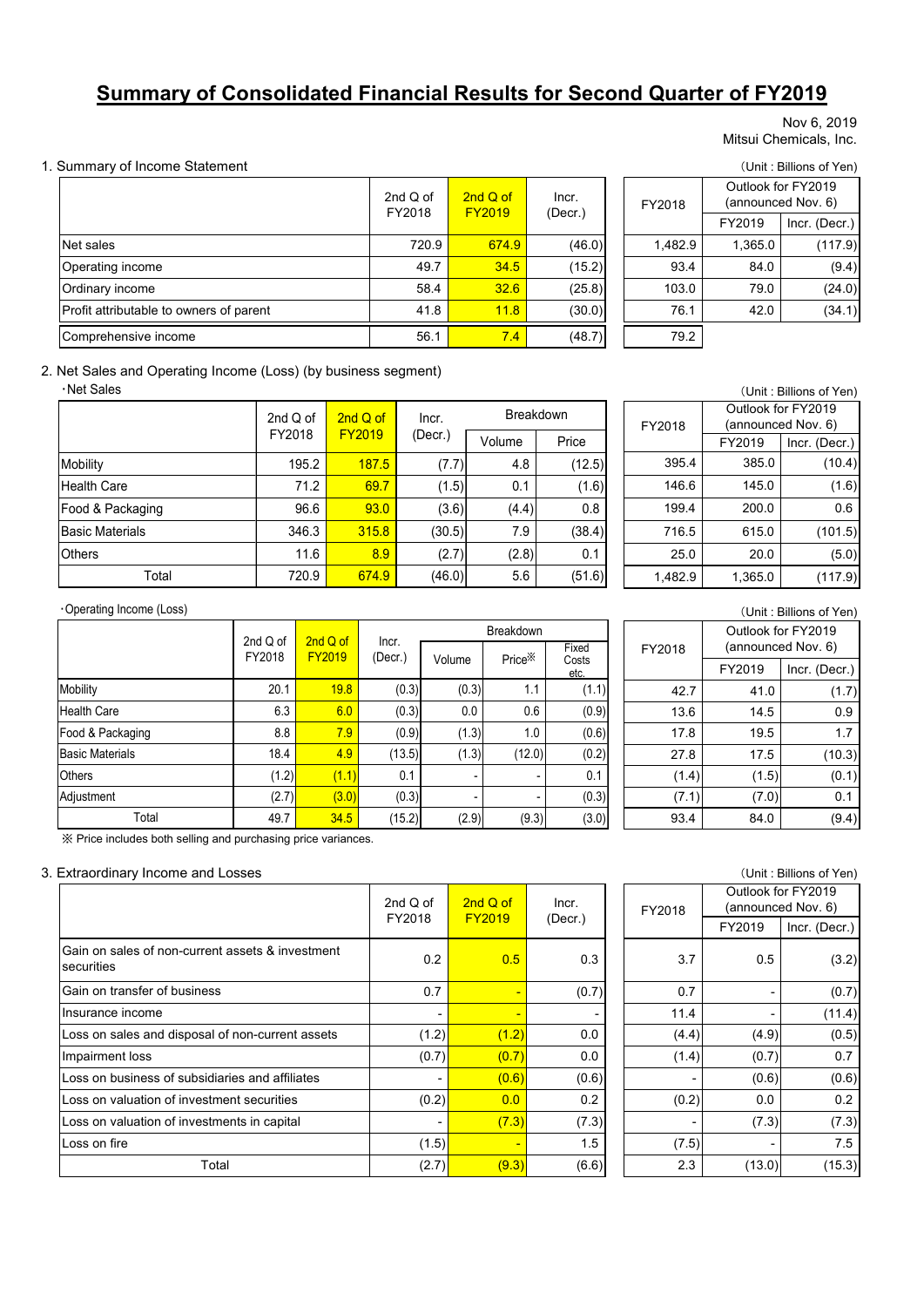# Summary of Consolidated Financial Results for Second Quarter of FY2019

Nov 6, 2019
Mitsui Chemicals, Inc.

## 1. Summary of Income Statement

(Unit : Billions of Yen)

| | 2nd Q of FY2018 | 2nd Q of FY2019 | Incr. (Decr.) | FY2018 | Outlook for FY2019 (announced Nov. 6) | |
|---|---|---|---|---|---|---|
| | | | | | FY2019 | Incr. (Decr.) |
| Net sales | 720.9 | 674.9 | (46.0) | 1,482.9 | 1,365.0 | (117.9) |
| Operating income | 49.7 | 34.5 | (15.2) | 93.4 | 84.0 | (9.4) |
| Ordinary income | 58.4 | 32.6 | (25.8) | 103.0 | 79.0 | (24.0) |
| Profit attributable to owners of parent | 41.8 | 11.8 | (30.0) | 76.1 | 42.0 | (34.1) |
| Comprehensive income | 56.1 | 7.4 | (48.7) | 79.2 | | |

## 2. Net Sales and Operating Income (Loss) (by business segment)

・Net Sales

(Unit : Billions of Yen)

| | 2nd Q of FY2018 | 2nd Q of FY2019 | Incr. (Decr.) | Breakdown | | FY2018 | Outlook for FY2019 (announced Nov. 6) | |
|---|---|---|---|---|---|---|---|---|
| | | | | Volume | Price | | FY2019 | Incr. (Decr.) |
| Mobility | 195.2 | 187.5 | (7.7) | 4.8 | (12.5) | 395.4 | 385.0 | (10.4) |
| Health Care | 71.2 | 69.7 | (1.5) | 0.1 | (1.6) | 146.6 | 145.0 | (1.6) |
| Food & Packaging | 96.6 | 93.0 | (3.6) | (4.4) | 0.8 | 199.4 | 200.0 | 0.6 |
| Basic Materials | 346.3 | 315.8 | (30.5) | 7.9 | (38.4) | 716.5 | 615.0 | (101.5) |
| Others | 11.6 | 8.9 | (2.7) | (2.8) | 0.1 | 25.0 | 20.0 | (5.0) |
| Total | 720.9 | 674.9 | (46.0) | 5.6 | (51.6) | 1,482.9 | 1,365.0 | (117.9) |

・Operating Income (Loss)

(Unit : Billions of Yen)

| | 2nd Q of FY2018 | 2nd Q of FY2019 | Incr. (Decr.) | Breakdown | | | FY2018 | Outlook for FY2019 (announced Nov. 6) | |
|---|---|---|---|---|---|---|---|---|---|
| | | | | Volume | Price※ | Fixed Costs etc. | | FY2019 | Incr. (Decr.) |
| Mobility | 20.1 | 19.8 | (0.3) | (0.3) | 1.1 | (1.1) | 42.7 | 41.0 | (1.7) |
| Health Care | 6.3 | 6.0 | (0.3) | 0.0 | 0.6 | (0.9) | 13.6 | 14.5 | 0.9 |
| Food & Packaging | 8.8 | 7.9 | (0.9) | (1.3) | 1.0 | (0.6) | 17.8 | 19.5 | 1.7 |
| Basic Materials | 18.4 | 4.9 | (13.5) | (1.3) | (12.0) | (0.2) | 27.8 | 17.5 | (10.3) |
| Others | (1.2) | (1.1) | 0.1 | - | - | 0.1 | (1.4) | (1.5) | (0.1) |
| Adjustment | (2.7) | (3.0) | (0.3) | - | - | (0.3) | (7.1) | (7.0) | 0.1 |
| Total | 49.7 | 34.5 | (15.2) | (2.9) | (9.3) | (3.0) | 93.4 | 84.0 | (9.4) |

※ Price includes both selling and purchasing price variances.

## 3. Extraordinary Income and Losses

(Unit : Billions of Yen)

| | 2nd Q of FY2018 | 2nd Q of FY2019 | Incr. (Decr.) | FY2018 | Outlook for FY2019 (announced Nov. 6) | |
|---|---|---|---|---|---|---|
| | | | | | FY2019 | Incr. (Decr.) |
| Gain on sales of non-current assets & investment securities | 0.2 | 0.5 | 0.3 | 3.7 | 0.5 | (3.2) |
| Gain on transfer of business | 0.7 | - | (0.7) | 0.7 | - | (0.7) |
| Insurance income | - | - | - | 11.4 | - | (11.4) |
| Loss on sales and disposal of non-current assets | (1.2) | (1.2) | 0.0 | (4.4) | (4.9) | (0.5) |
| Impairment loss | (0.7) | (0.7) | 0.0 | (1.4) | (0.7) | 0.7 |
| Loss on business of subsidiaries and affiliates | - | (0.6) | (0.6) | - | (0.6) | (0.6) |
| Loss on valuation of investment securities | (0.2) | 0.0 | 0.2 | (0.2) | 0.0 | 0.2 |
| Loss on valuation of investments in capital | - | (7.3) | (7.3) | - | (7.3) | (7.3) |
| Loss on fire | (1.5) | - | 1.5 | (7.5) | - | 7.5 |
| Total | (2.7) | (9.3) | (6.6) | 2.3 | (13.0) | (15.3) |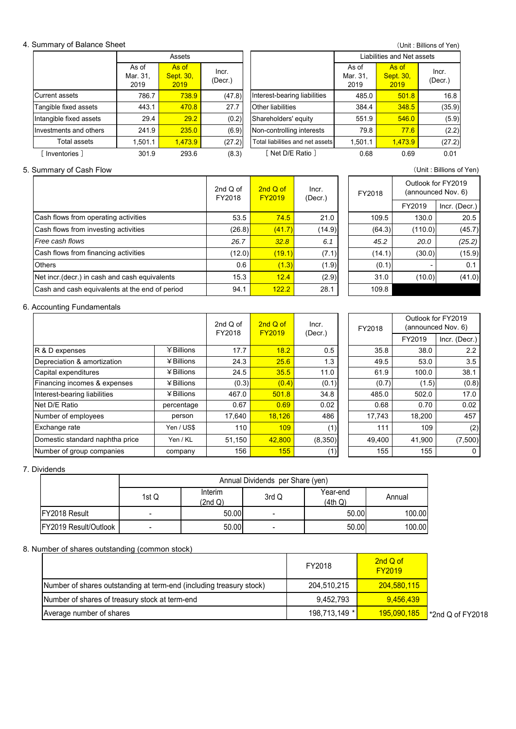## 4. Summary of Balance Sheet

(Unit : Billions of Yen)

| | Assets | | | | Liabilities and Net assets | | |
|---|---|---|---|---|---|---|---|
| | As of Mar. 31, 2019 | As of Sept. 30, 2019 | Incr. (Decr.) | | As of Mar. 31, 2019 | As of Sept. 30, 2019 | Incr. (Decr.) |
| Current assets | 786.7 | 738.9 | (47.8) | Interest-bearing liabilities | 485.0 | 501.8 | 16.8 |
| Tangible fixed assets | 443.1 | 470.8 | 27.7 | Other liabilities | 384.4 | 348.5 | (35.9) |
| Intangible fixed assets | 29.4 | 29.2 | (0.2) | Shareholders' equity | 551.9 | 546.0 | (5.9) |
| Investments and others | 241.9 | 235.0 | (6.9) | Non-controlling interests | 79.8 | 77.6 | (2.2) |
| Total assets | 1,501.1 | 1,473.9 | (27.2) | Total liabilities and net assets | 1,501.1 | 1,473.9 | (27.2) |
| [ Inventories ] | 301.9 | 293.6 | (8.3) | [ Net D/E Ratio ] | 0.68 | 0.69 | 0.01 |

## 5. Summary of Cash Flow

(Unit : Billions of Yen)

| | 2nd Q of FY2018 | 2nd Q of FY2019 | Incr. (Decr.) | FY2018 | Outlook for FY2019 (announced Nov. 6) | |
|---|---|---|---|---|---|---|
| | | | | | FY2019 | Incr. (Decr.) |
| Cash flows from operating activities | 53.5 | 74.5 | 21.0 | 109.5 | 130.0 | 20.5 |
| Cash flows from investing activities | (26.8) | (41.7) | (14.9) | (64.3) | (110.0) | (45.7) |
| *Free cash flows* | *26.7* | *32.8* | *6.1* | *45.2* | *20.0* | *(25.2)* |
| Cash flows from financing activities | (12.0) | (19.1) | (7.1) | (14.1) | (30.0) | (15.9) |
| Others | 0.6 | (1.3) | (1.9) | (0.1) | - | 0.1 |
| Net incr.(decr.) in cash and cash equivalents | 15.3 | 12.4 | (2.9) | 31.0 | (10.0) | (41.0) |
| Cash and cash equivalents at the end of period | 94.1 | 122.2 | 28.1 | 109.8 | | |

## 6. Accounting Fundamentals

| | | 2nd Q of FY2018 | 2nd Q of FY2019 | Incr. (Decr.) | FY2018 | Outlook for FY2019 (announced Nov. 6) | |
|---|---|---|---|---|---|---|---|
| | | | | | | FY2019 | Incr. (Decr.) |
| R & D expenses | ¥Billions | 17.7 | 18.2 | 0.5 | 35.8 | 38.0 | 2.2 |
| Depreciation & amortization | ¥Billions | 24.3 | 25.6 | 1.3 | 49.5 | 53.0 | 3.5 |
| Capital expenditures | ¥Billions | 24.5 | 35.5 | 11.0 | 61.9 | 100.0 | 38.1 |
| Financing incomes & expenses | ¥Billions | (0.3) | (0.4) | (0.1) | (0.7) | (1.5) | (0.8) |
| Interest-bearing liabilities | ¥Billions | 467.0 | 501.8 | 34.8 | 485.0 | 502.0 | 17.0 |
| Net D/E Ratio | percentage | 0.67 | 0.69 | 0.02 | 0.68 | 0.70 | 0.02 |
| Number of employees | person | 17,640 | 18,126 | 486 | 17,743 | 18,200 | 457 |
| Exchange rate | Yen / US$ | 110 | 109 | (1) | 111 | 109 | (2) |
| Domestic standard naphtha price | Yen / KL | 51,150 | 42,800 | (8,350) | 49,400 | 41,900 | (7,500) |
| Number of group companies | company | 156 | 155 | (1) | 155 | 155 | 0 |

## 7. Dividends

| | Annual Dividends per Share (yen) | | | | |
|---|---|---|---|---|---|
| | 1st Q | Interim (2nd Q) | 3rd Q | Year-end (4th Q) | Annual |
| FY2018 Result | - | 50.00 | - | 50.00 | 100.00 |
| FY2019 Result/Outlook | - | 50.00 | - | 50.00 | 100.00 |

## 8. Number of shares outstanding (common stock)

| | FY2018 | 2nd Q of FY2019 |
|---|---|---|
| Number of shares outstanding at term-end (including treasury stock) | 204,510,215 | 204,580,115 |
| Number of shares of treasury stock at term-end | 9,452,793 | 9,456,439 |
| Average number of shares | 198,713,149 * | 195,090,185 |

*2nd Q of FY2018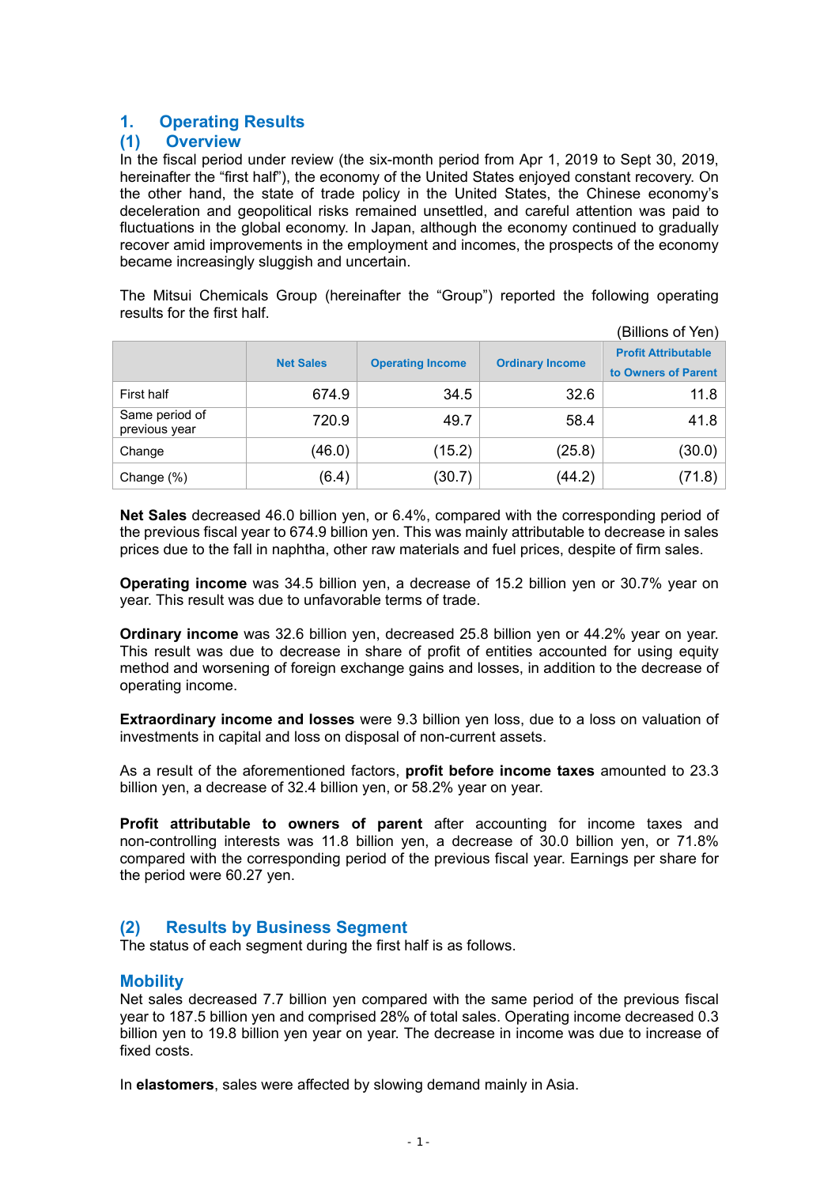# 1. Operating Results

## (1) Overview

In the fiscal period under review (the six-month period from Apr 1, 2019 to Sept 30, 2019, hereinafter the "first half"), the economy of the United States enjoyed constant recovery. On the other hand, the state of trade policy in the United States, the Chinese economy's deceleration and geopolitical risks remained unsettled, and careful attention was paid to fluctuations in the global economy. In Japan, although the economy continued to gradually recover amid improvements in the employment and incomes, the prospects of the economy became increasingly sluggish and uncertain.

The Mitsui Chemicals Group (hereinafter the "Group") reported the following operating results for the first half.

(Billions of Yen)

| | Net Sales | Operating Income | Ordinary Income | Profit Attributable to Owners of Parent |
|---|---|---|---|---|
| First half | 674.9 | 34.5 | 32.6 | 11.8 |
| Same period of previous year | 720.9 | 49.7 | 58.4 | 41.8 |
| Change | (46.0) | (15.2) | (25.8) | (30.0) |
| Change (%) | (6.4) | (30.7) | (44.2) | (71.8) |

**Net Sales** decreased 46.0 billion yen, or 6.4%, compared with the corresponding period of the previous fiscal year to 674.9 billion yen. This was mainly attributable to decrease in sales prices due to the fall in naphtha, other raw materials and fuel prices, despite of firm sales.

**Operating income** was 34.5 billion yen, a decrease of 15.2 billion yen or 30.7% year on year. This result was due to unfavorable terms of trade.

**Ordinary income** was 32.6 billion yen, decreased 25.8 billion yen or 44.2% year on year. This result was due to decrease in share of profit of entities accounted for using equity method and worsening of foreign exchange gains and losses, in addition to the decrease of operating income.

**Extraordinary income and losses** were 9.3 billion yen loss, due to a loss on valuation of investments in capital and loss on disposal of non-current assets.

As a result of the aforementioned factors, **profit before income taxes** amounted to 23.3 billion yen, a decrease of 32.4 billion yen, or 58.2% year on year.

**Profit attributable to owners of parent** after accounting for income taxes and non-controlling interests was 11.8 billion yen, a decrease of 30.0 billion yen, or 71.8% compared with the corresponding period of the previous fiscal year. Earnings per share for the period were 60.27 yen.

## (2) Results by Business Segment

The status of each segment during the first half is as follows.

### Mobility

Net sales decreased 7.7 billion yen compared with the same period of the previous fiscal year to 187.5 billion yen and comprised 28% of total sales. Operating income decreased 0.3 billion yen to 19.8 billion yen year on year. The decrease in income was due to increase of fixed costs.

In **elastomers**, sales were affected by slowing demand mainly in Asia.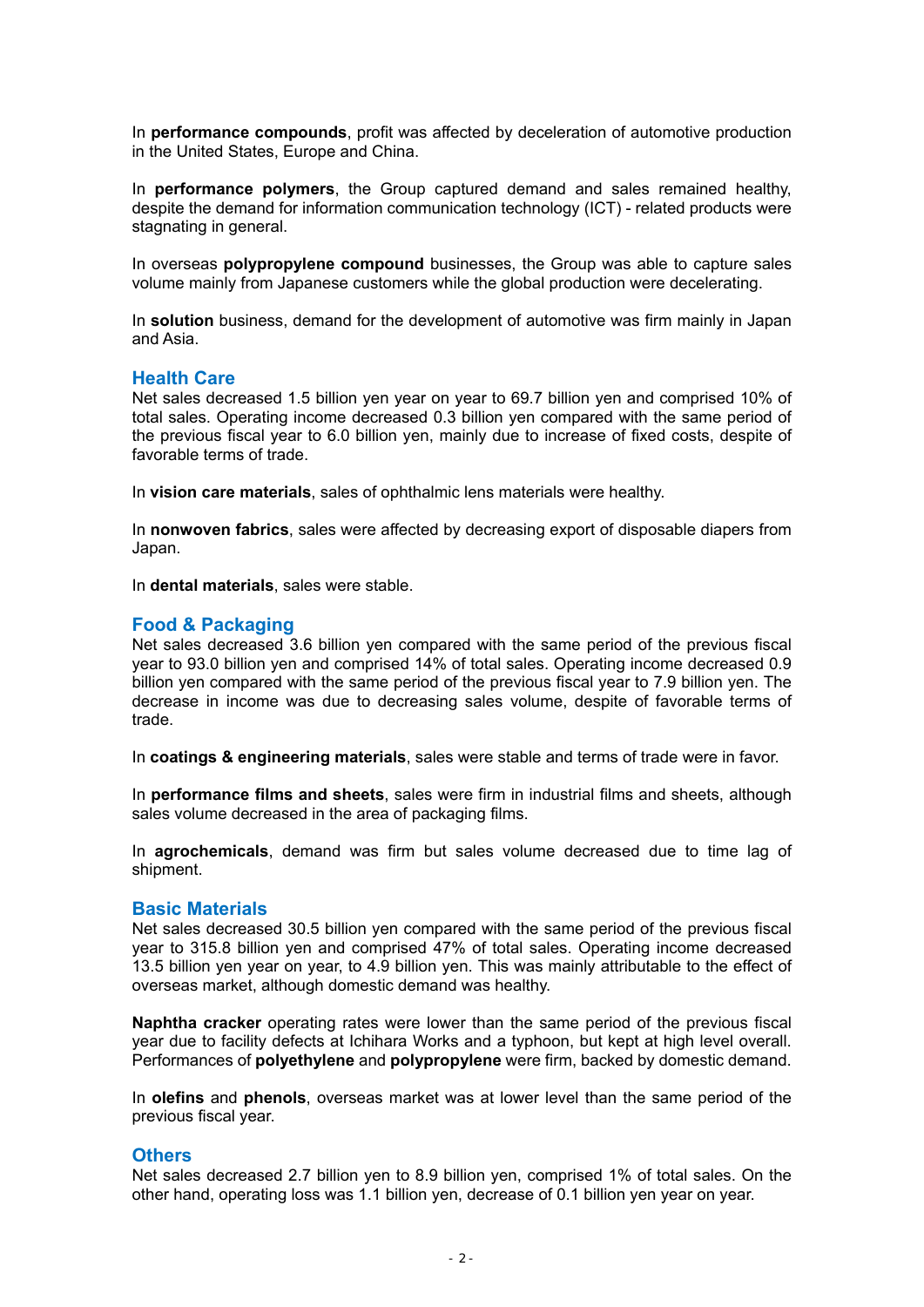In **performance compounds**, profit was affected by deceleration of automotive production in the United States, Europe and China.

In **performance polymers**, the Group captured demand and sales remained healthy, despite the demand for information communication technology (ICT) - related products were stagnating in general.

In overseas **polypropylene compound** businesses, the Group was able to capture sales volume mainly from Japanese customers while the global production were decelerating.

In **solution** business, demand for the development of automotive was firm mainly in Japan and Asia.

## Health Care

Net sales decreased 1.5 billion yen year on year to 69.7 billion yen and comprised 10% of total sales. Operating income decreased 0.3 billion yen compared with the same period of the previous fiscal year to 6.0 billion yen, mainly due to increase of fixed costs, despite of favorable terms of trade.

In **vision care materials**, sales of ophthalmic lens materials were healthy.

In **nonwoven fabrics**, sales were affected by decreasing export of disposable diapers from Japan.

In **dental materials**, sales were stable.

## Food & Packaging

Net sales decreased 3.6 billion yen compared with the same period of the previous fiscal year to 93.0 billion yen and comprised 14% of total sales. Operating income decreased 0.9 billion yen compared with the same period of the previous fiscal year to 7.9 billion yen. The decrease in income was due to decreasing sales volume, despite of favorable terms of trade.

In **coatings & engineering materials**, sales were stable and terms of trade were in favor.

In **performance films and sheets**, sales were firm in industrial films and sheets, although sales volume decreased in the area of packaging films.

In **agrochemicals**, demand was firm but sales volume decreased due to time lag of shipment.

## Basic Materials

Net sales decreased 30.5 billion yen compared with the same period of the previous fiscal year to 315.8 billion yen and comprised 47% of total sales. Operating income decreased 13.5 billion yen year on year, to 4.9 billion yen. This was mainly attributable to the effect of overseas market, although domestic demand was healthy.

**Naphtha cracker** operating rates were lower than the same period of the previous fiscal year due to facility defects at Ichihara Works and a typhoon, but kept at high level overall. Performances of **polyethylene** and **polypropylene** were firm, backed by domestic demand.

In **olefins** and **phenols**, overseas market was at lower level than the same period of the previous fiscal year.

## Others

Net sales decreased 2.7 billion yen to 8.9 billion yen, comprised 1% of total sales. On the other hand, operating loss was 1.1 billion yen, decrease of 0.1 billion yen year on year.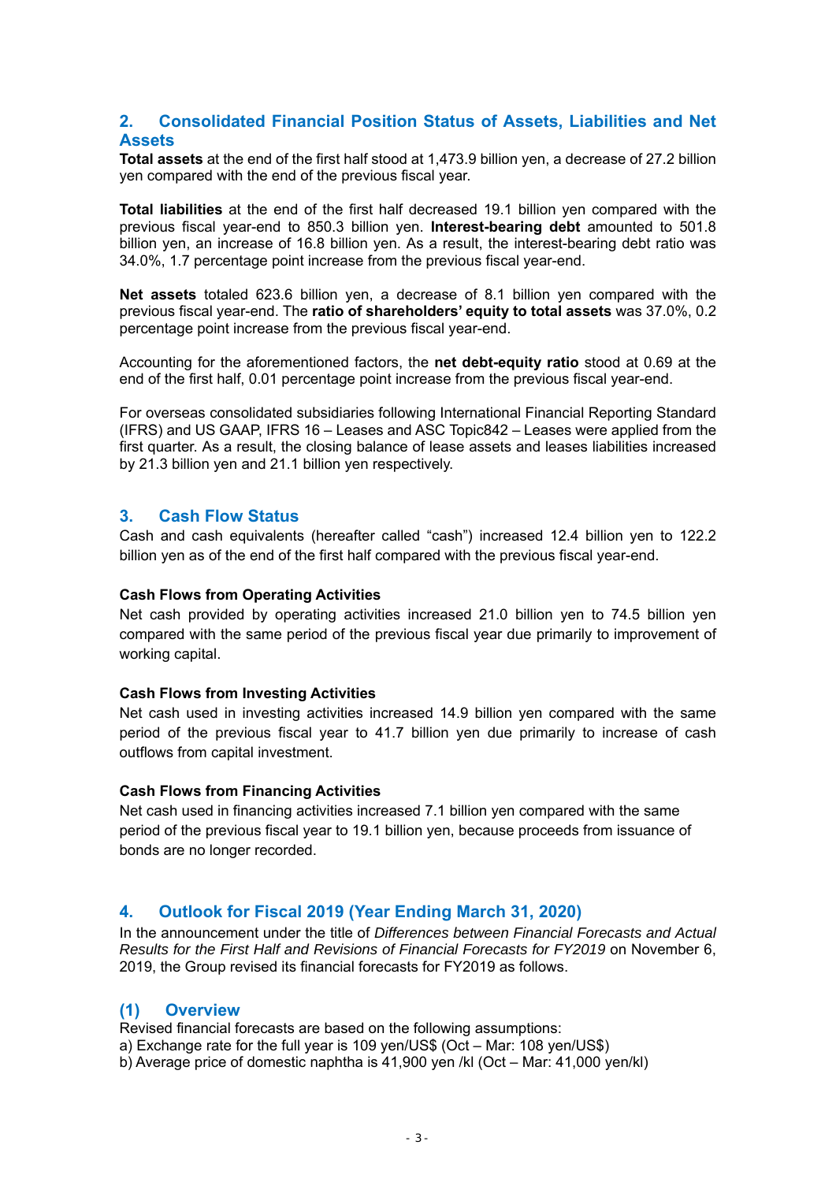## 2. Consolidated Financial Position Status of Assets, Liabilities and Net Assets

**Total assets** at the end of the first half stood at 1,473.9 billion yen, a decrease of 27.2 billion yen compared with the end of the previous fiscal year.

**Total liabilities** at the end of the first half decreased 19.1 billion yen compared with the previous fiscal year-end to 850.3 billion yen. **Interest-bearing debt** amounted to 501.8 billion yen, an increase of 16.8 billion yen. As a result, the interest-bearing debt ratio was 34.0%, 1.7 percentage point increase from the previous fiscal year-end.

**Net assets** totaled 623.6 billion yen, a decrease of 8.1 billion yen compared with the previous fiscal year-end. The **ratio of shareholders' equity to total assets** was 37.0%, 0.2 percentage point increase from the previous fiscal year-end.

Accounting for the aforementioned factors, the **net debt-equity ratio** stood at 0.69 at the end of the first half, 0.01 percentage point increase from the previous fiscal year-end.

For overseas consolidated subsidiaries following International Financial Reporting Standard (IFRS) and US GAAP, IFRS 16 – Leases and ASC Topic842 – Leases were applied from the first quarter. As a result, the closing balance of lease assets and leases liabilities increased by 21.3 billion yen and 21.1 billion yen respectively.

## 3. Cash Flow Status

Cash and cash equivalents (hereafter called "cash") increased 12.4 billion yen to 122.2 billion yen as of the end of the first half compared with the previous fiscal year-end.

**Cash Flows from Operating Activities**

Net cash provided by operating activities increased 21.0 billion yen to 74.5 billion yen compared with the same period of the previous fiscal year due primarily to improvement of working capital.

**Cash Flows from Investing Activities**

Net cash used in investing activities increased 14.9 billion yen compared with the same period of the previous fiscal year to 41.7 billion yen due primarily to increase of cash outflows from capital investment.

**Cash Flows from Financing Activities**

Net cash used in financing activities increased 7.1 billion yen compared with the same period of the previous fiscal year to 19.1 billion yen, because proceeds from issuance of bonds are no longer recorded.

## 4. Outlook for Fiscal 2019 (Year Ending March 31, 2020)

In the announcement under the title of *Differences between Financial Forecasts and Actual Results for the First Half and Revisions of Financial Forecasts for FY2019* on November 6, 2019, the Group revised its financial forecasts for FY2019 as follows.

### (1) Overview

Revised financial forecasts are based on the following assumptions:
a) Exchange rate for the full year is 109 yen/US$ (Oct – Mar: 108 yen/US$)
b) Average price of domestic naphtha is 41,900 yen /kl (Oct – Mar: 41,000 yen/kl)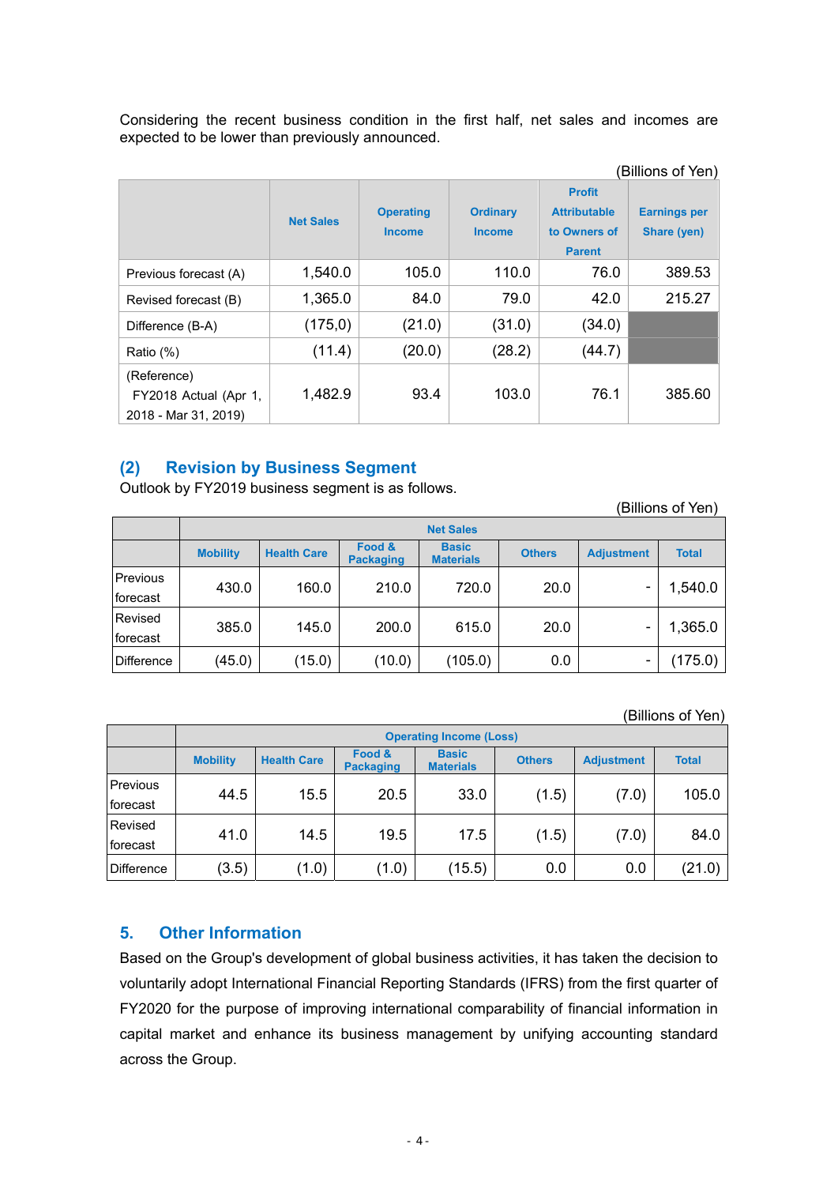Considering the recent business condition in the first half, net sales and incomes are expected to be lower than previously announced.

(Billions of Yen)

| | Net Sales | Operating Income | Ordinary Income | Profit Attributable to Owners of Parent | Earnings per Share (yen) |
|---|---|---|---|---|---|
| Previous forecast (A) | 1,540.0 | 105.0 | 110.0 | 76.0 | 389.53 |
| Revised forecast (B) | 1,365.0 | 84.0 | 79.0 | 42.0 | 215.27 |
| Difference (B-A) | (175,0) | (21.0) | (31.0) | (34.0) | |
| Ratio (%) | (11.4) | (20.0) | (28.2) | (44.7) | |
| (Reference) FY2018 Actual (Apr 1, 2018 - Mar 31, 2019) | 1,482.9 | 93.4 | 103.0 | 76.1 | 385.60 |

## (2) Revision by Business Segment

Outlook by FY2019 business segment is as follows.

(Billions of Yen)

| | Net Sales | | | | | | |
|---|---|---|---|---|---|---|---|
| | Mobility | Health Care | Food & Packaging | Basic Materials | Others | Adjustment | Total |
| Previous forecast | 430.0 | 160.0 | 210.0 | 720.0 | 20.0 | - | 1,540.0 |
| Revised forecast | 385.0 | 145.0 | 200.0 | 615.0 | 20.0 | - | 1,365.0 |
| Difference | (45.0) | (15.0) | (10.0) | (105.0) | 0.0 | - | (175.0) |

(Billions of Yen)

| | Operating Income (Loss) | | | | | | |
|---|---|---|---|---|---|---|---|
| | Mobility | Health Care | Food & Packaging | Basic Materials | Others | Adjustment | Total |
| Previous forecast | 44.5 | 15.5 | 20.5 | 33.0 | (1.5) | (7.0) | 105.0 |
| Revised forecast | 41.0 | 14.5 | 19.5 | 17.5 | (1.5) | (7.0) | 84.0 |
| Difference | (3.5) | (1.0) | (1.0) | (15.5) | 0.0 | 0.0 | (21.0) |

## 5. Other Information

Based on the Group's development of global business activities, it has taken the decision to voluntarily adopt International Financial Reporting Standards (IFRS) from the first quarter of FY2020 for the purpose of improving international comparability of financial information in capital market and enhance its business management by unifying accounting standard across the Group.